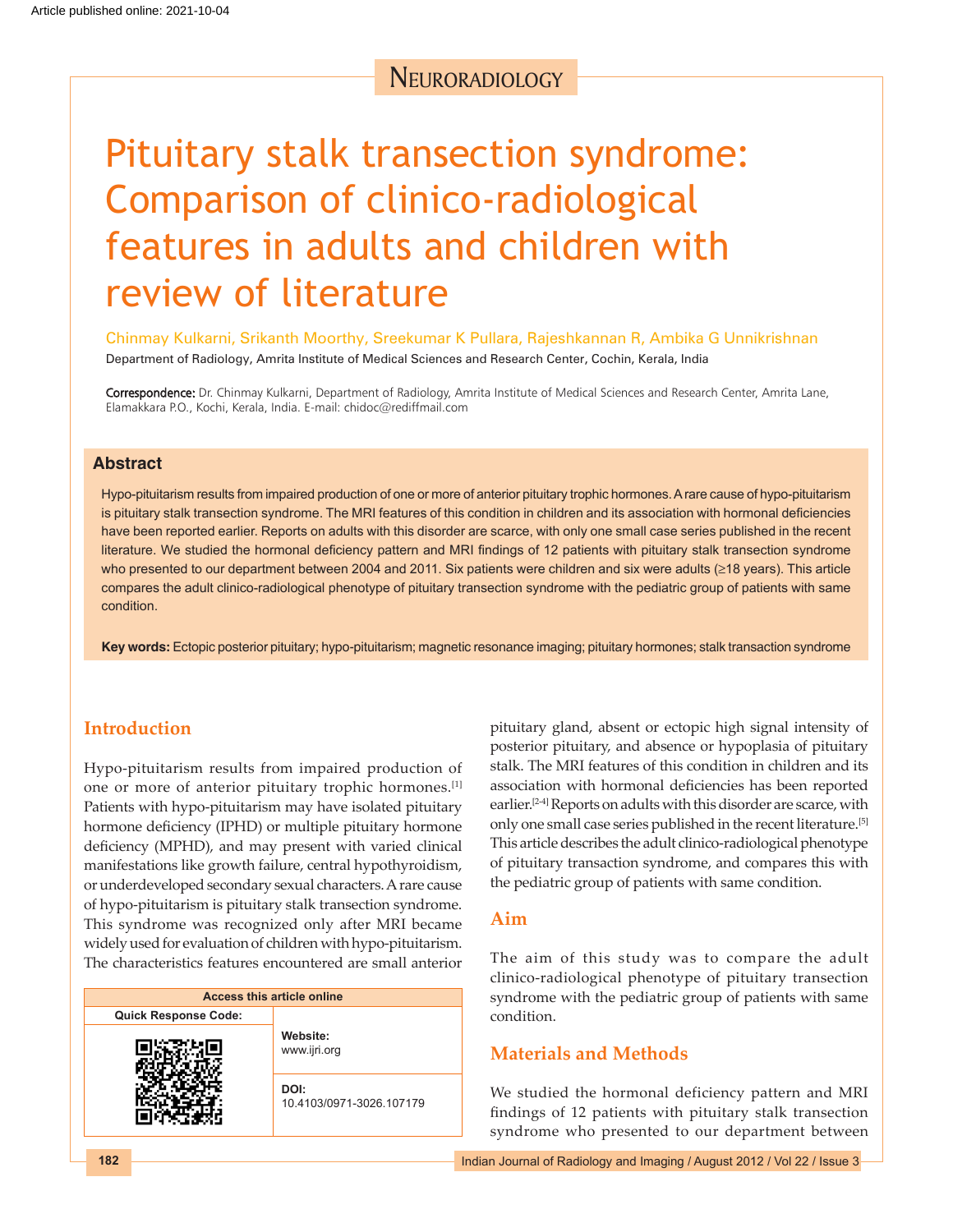Neuroradiology

# Pituitary stalk transection syndrome: Comparison of clinico-radiological features in adults and children with review of literature

Chinmay Kulkarni, Srikanth Moorthy, Sreekumar K Pullara, Rajeshkannan R, Ambika G Unnikrishnan

Department of Radiology, Amrita Institute of Medical Sciences and Research Center, Cochin, Kerala, India

**Correspondence:** Dr. Chinmay Kulkarni, Department of Radiology, Amrita Institute of Medical Sciences and Research Center, Amrita Lane, Elamakkara P.O., Kochi, Kerala, India. E-mail: chidoc@rediffmail.com

## Abstract

Hypo-pituitarism results from impaired production of one or more of anterior pituitary trophic hormones. A rare cause of hypo-pituitarism is pituitary stalk transection syndrome. The MRI features of this condition in children and its association with hormonal deficiencies have been reported earlier. Reports on adults with this disorder are scarce, with only one small case series published in the recent literature. We studied the hormonal deficiency pattern and MRI findings of 12 patients with pituitary stalk transection syndrome who presented to our department between 2004 and 2011. Six patients were children and six were adults (≥18 years). This article compares the adult clinico-radiological phenotype of pituitary transection syndrome with the pediatric group of patients with same condition.

**Key words:** Ectopic posterior pituitary; hypo-pituitarism; magnetic resonance imaging; pituitary hormones; stalk transaction syndrome

## Introduction

Hypo-pituitarism results from impaired production of one or more of anterior pituitary trophic hormones.[1] Patients with hypo-pituitarism may have isolated pituitary hormone deficiency (IPHD) or multiple pituitary hormone deficiency (MPHD), and may present with varied clinical manifestations like growth failure, central hypothyroidism, or underdeveloped secondary sexual characters. A rare cause of hypo-pituitarism is pituitary stalk transection syndrome. This syndrome was recognized only after MRI became widely used for evaluation of children with hypo-pituitarism. The characteristics features encountered are small anterior pituitary gland, absent or ectopic high signal intensity of posterior pituitary, and absence or hypoplasia of pituitary stalk. The MRI features of this condition in children and its association with hormonal deficiencies has been reported earlier.[2-4] Reports on adults with this disorder are scarce, with only one small case series published in the recent literature.[5] This article describes the adult clinico-radiological phenotype of pituitary transaction syndrome, and compares this with the pediatric group of patients with same condition.

| Access this article online | |
|---|---|
| Quick Response Code: | **Website:** www.ijri.org |
| | **DOI:** 10.4103/0971-3026.107179 |

## Aim

The aim of this study was to compare the adult clinico-radiological phenotype of pituitary transection syndrome with the pediatric group of patients with same condition.

## Materials and Methods

We studied the hormonal deficiency pattern and MRI findings of 12 patients with pituitary stalk transection syndrome who presented to our department between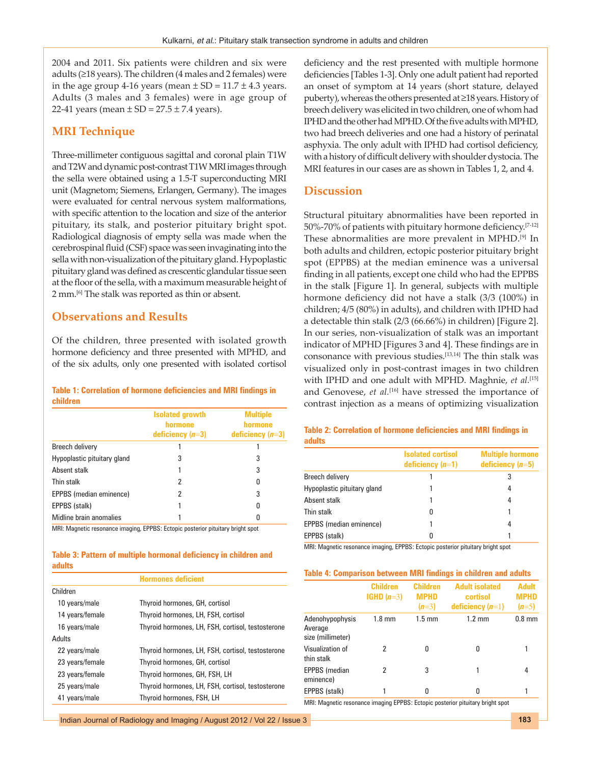2004 and 2011. Six patients were children and six were adults (≥18 years). The children (4 males and 2 females) were in the age group 4-16 years (mean ± SD = 11.7 ± 4.3 years. Adults (3 males and 3 females) were in age group of 22-41 years (mean ± SD = 27.5 ± 7.4 years).

## MRI Technique

Three-millimeter contiguous sagittal and coronal plain T1W and T2W and dynamic post-contrast T1W MRI images through the sella were obtained using a 1.5-T superconducting MRI unit (Magnetom; Siemens, Erlangen, Germany). The images were evaluated for central nervous system malformations, with specific attention to the location and size of the anterior pituitary, its stalk, and posterior pituitary bright spot. Radiological diagnosis of empty sella was made when the cerebrospinal fluid (CSF) space was seen invaginating into the sella with non-visualization of the pituitary gland. Hypoplastic pituitary gland was defined as crescentic glandular tissue seen at the floor of the sella, with a maximum measurable height of 2 mm.[6] The stalk was reported as thin or absent.

## Observations and Results

Of the children, three presented with isolated growth hormone deficiency and three presented with MPHD, and of the six adults, only one presented with isolated cortisol deficiency and the rest presented with multiple hormone deficiencies [Tables 1-3]. Only one adult patient had reported an onset of symptom at 14 years (short stature, delayed puberty), whereas the others presented at ≥18 years. History of breech delivery was elicited in two children, one of whom had IPHD and the other had MPHD. Of the five adults with MPHD, two had breech deliveries and one had a history of perinatal asphyxia. The only adult with IPHD had cortisol deficiency, with a history of difficult delivery with shoulder dystocia. The MRI features in our cases are as shown in Tables 1, 2, and 4.

**Table 1: Correlation of hormone deficiencies and MRI findings in children**

| | Isolated growth hormone deficiency (*n*=3) | Multiple hormone deficiency (*n*=3) |
|---|---|---|
| Breech delivery | 1 | 1 |
| Hypoplastic pituitary gland | 3 | 3 |
| Absent stalk | 1 | 3 |
| Thin stalk | 2 | 0 |
| EPPBS (median eminence) | 2 | 3 |
| EPPBS (stalk) | 1 | 0 |
| Midline brain anomalies | 1 | 0 |

MRI: Magnetic resonance imaging, EPPBS: Ectopic posterior pituitary bright spot

**Table 2: Correlation of hormone deficiencies and MRI findings in adults**

| | Isolated cortisol deficiency (*n*=1) | Multiple hormone deficiency (*n*=5) |
|---|---|---|
| Breech delivery | 1 | 3 |
| Hypoplastic pituitary gland | 1 | 4 |
| Absent stalk | 1 | 4 |
| Thin stalk | 0 | 1 |
| EPPBS (median eminence) | 1 | 4 |
| EPPBS (stalk) | 0 | 1 |

MRI: Magnetic resonance imaging, EPPBS: Ectopic posterior pituitary bright spot

**Table 3: Pattern of multiple hormonal deficiency in children and adults**

| | Hormones deficient |
|---|---|
| Children | |
| 10 years/male | Thyroid hormones, GH, cortisol |
| 14 years/female | Thyroid hormones, LH, FSH, cortisol |
| 16 years/male | Thyroid hormones, LH, FSH, cortisol, testosterone |
| Adults | |
| 22 years/male | Thyroid hormones, LH, FSH, cortisol, testosterone |
| 23 years/female | Thyroid hormones, GH, cortisol |
| 23 years/female | Thyroid hormones, GH, FSH, LH |
| 25 years/male | Thyroid hormones, LH, FSH, cortisol, testosterone |
| 41 years/male | Thyroid hormones, FSH, LH |

## Discussion

Structural pituitary abnormalities have been reported in 50%-70% of patients with pituitary hormone deficiency.[7-12] These abnormalities are more prevalent in MPHD.[9] In both adults and children, ectopic posterior pituitary bright spot (EPPBS) at the median eminence was a universal finding in all patients, except one child who had the EPPBS in the stalk [Figure 1]. In general, subjects with multiple hormone deficiency did not have a stalk (3/3 (100%) in children; 4/5 (80%) in adults), and children with IPHD had a detectable thin stalk (2/3 (66.66%) in children) [Figure 2]. In our series, non-visualization of stalk was an important indicator of MPHD [Figures 3 and 4]. These findings are in consonance with previous studies.[13,14] The thin stalk was visualized only in post-contrast images in two children with IPHD and one adult with MPHD. Maghnie, *et al*.[15] and Genovese, *et al*.[16] have stressed the importance of contrast injection as a means of optimizing visualization

**Table 4: Comparison between MRI findings in children and adults**

| | Children IGHD (*n*=3) | Children MPHD (*n*=3) | Adult isolated cortisol deficiency (*n*=1) | Adult MPHD (*n*=5) |
|---|---|---|---|---|
| Adenohypophysis Average size (millimeter) | 1.8 mm | 1.5 mm | 1.2 mm | 0.8 mm |
| Visualization of thin stalk | 2 | 0 | 0 | 1 |
| EPPBS (median eminence) | 2 | 3 | 1 | 4 |
| EPPBS (stalk) | 1 | 0 | 0 | 1 |

MRI: Magnetic resonance imaging EPPBS: Ectopic posterior pituitary bright spot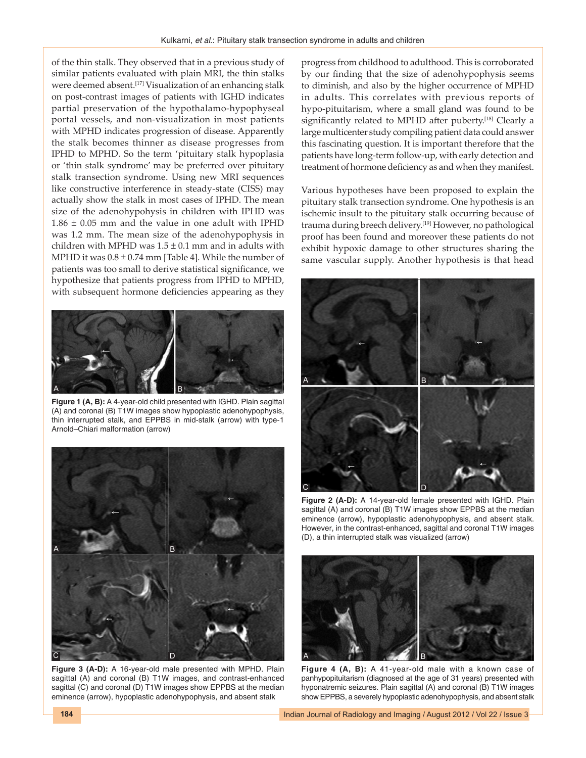of the thin stalk. They observed that in a previous study of similar patients evaluated with plain MRI, the thin stalks were deemed absent.[17] Visualization of an enhancing stalk on post-contrast images of patients with IGHD indicates partial preservation of the hypothalamo-hypophyseal portal vessels, and non-visualization in most patients with MPHD indicates progression of disease. Apparently the stalk becomes thinner as disease progresses from IPHD to MPHD. So the term 'pituitary stalk hypoplasia or 'thin stalk syndrome' may be preferred over pituitary stalk transection syndrome. Using new MRI sequences like constructive interference in steady-state (CISS) may actually show the stalk in most cases of IPHD. The mean size of the adenohypophysis in children with IPHD was 1.86 ± 0.05 mm and the value in one adult with IPHD was 1.2 mm. The mean size of the adenohypophysis in children with MPHD was 1.5 ± 0.1 mm and in adults with MPHD it was 0.8 ± 0.74 mm [Table 4]. While the number of patients was too small to derive statistical significance, we hypothesize that patients progress from IPHD to MPHD, with subsequent hormone deficiencies appearing as they progress from childhood to adulthood. This is corroborated by our finding that the size of adenohypophysis seems to diminish, and also by the higher occurrence of MPHD in adults. This correlates with previous reports of hypo-pituitarism, where a small gland was found to be significantly related to MPHD after puberty.[18] Clearly a large multicenter study compiling patient data could answer this fascinating question. It is important therefore that the patients have long-term follow-up, with early detection and treatment of hormone deficiency as and when they manifest.

**Figure 1 (A, B):** A 4-year-old child presented with IGHD. Plain sagittal (A) and coronal (B) T1W images show hypoplastic adenohypophysis, thin interrupted stalk, and EPPBS in mid-stalk (arrow) with type-1 Arnold–Chiari malformation (arrow)

**Figure 3 (A-D):** A 16-year-old male presented with MPHD. Plain sagittal (A) and coronal (B) T1W images, and contrast-enhanced sagittal (C) and coronal (D) T1W images show EPPBS at the median eminence (arrow), hypoplastic adenohypophysis, and absent stalk

Various hypotheses have been proposed to explain the pituitary stalk transection syndrome. One hypothesis is an ischemic insult to the pituitary stalk occurring because of trauma during breech delivery.[19] However, no pathological proof has been found and moreover these patients do not exhibit hypoxic damage to other structures sharing the same vascular supply. Another hypothesis is that head

**Figure 2 (A-D):** A 14-year-old female presented with IGHD. Plain sagittal (A) and coronal (B) T1W images show EPPBS at the median eminence (arrow), hypoplastic adenohypophysis, and absent stalk. However, in the contrast-enhanced, sagittal and coronal T1W images (D), a thin interrupted stalk was visualized (arrow)

**Figure 4 (A, B):** A 41-year-old male with a known case of panhypopituitarism (diagnosed at the age of 31 years) presented with hyponatremic seizures. Plain sagittal (A) and coronal (B) T1W images show EPPBS, a severely hypoplastic adenohypophysis, and absent stalk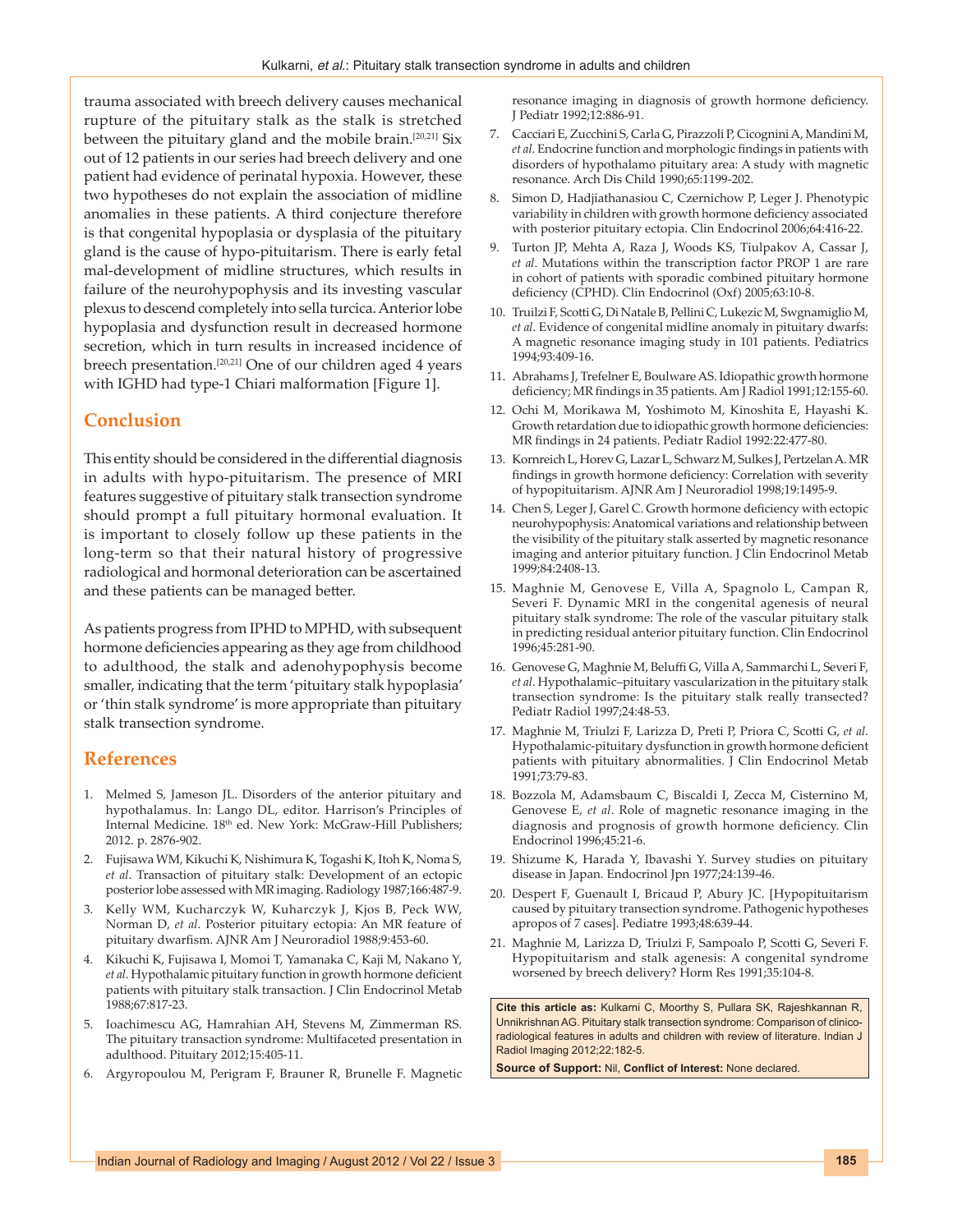trauma associated with breech delivery causes mechanical rupture of the pituitary stalk as the stalk is stretched between the pituitary gland and the mobile brain.[20,21] Six out of 12 patients in our series had breech delivery and one patient had evidence of perinatal hypoxia. However, these two hypotheses do not explain the association of midline anomalies in these patients. A third conjecture therefore is that congenital hypoplasia or dysplasia of the pituitary gland is the cause of hypo-pituitarism. There is early fetal mal-development of midline structures, which results in failure of the neurohypophysis and its investing vascular plexus to descend completely into sella turcica. Anterior lobe hypoplasia and dysfunction result in decreased hormone secretion, which in turn results in increased incidence of breech presentation.[20,21] One of our children aged 4 years with IGHD had type-1 Chiari malformation [Figure 1].

## Conclusion

This entity should be considered in the differential diagnosis in adults with hypo-pituitarism. The presence of MRI features suggestive of pituitary stalk transection syndrome should prompt a full pituitary hormonal evaluation. It is important to closely follow up these patients in the long-term so that their natural history of progressive radiological and hormonal deterioration can be ascertained and these patients can be managed better.

As patients progress from IPHD to MPHD, with subsequent hormone deficiencies appearing as they age from childhood to adulthood, the stalk and adenohypophysis become smaller, indicating that the term 'pituitary stalk hypoplasia' or 'thin stalk syndrome' is more appropriate than pituitary stalk transection syndrome.

## References

1. Melmed S, Jameson JL. Disorders of the anterior pituitary and hypothalamus. In: Lango DL, editor. Harrison's Principles of Internal Medicine. 18th ed. New York: McGraw-Hill Publishers; 2012. p. 2876-902.
2. Fujisawa WM, Kikuchi K, Nishimura K, Togashi K, Itoh K, Noma S, *et al*. Transaction of pituitary stalk: Development of an ectopic posterior lobe assessed with MR imaging. Radiology 1987;166:487-9.
3. Kelly WM, Kucharczyk W, Kuharczyk J, Kjos B, Peck WW, Norman D, *et al*. Posterior pituitary ectopia: An MR feature of pituitary dwarfism. AJNR Am J Neuroradiol 1988;9:453-60.
4. Kikuchi K, Fujisawa I, Momoi T, Yamanaka C, Kaji M, Nakano Y, *et al*. Hypothalamic pituitary function in growth hormone deficient patients with pituitary stalk transection. J Clin Endocrinol Metab 1988;67:817-23.
5. Ioachimescu AG, Hamrahian AH, Stevens M, Zimmerman RS. The pituitary transaction syndrome: Multifaceted presentation in adulthood. Pituitary 2012;15:405-11.
6. Argyropoulou M, Perigram F, Brauner R, Brunelle F. Magnetic resonance imaging in diagnosis of growth hormone deficiency. J Pediatr 1992;12:886-91.
7. Cacciari E, Zucchini S, Carla G, Pirazzoli P, Cicognini A, Mandini M, *et al*. Endocrine function and morphologic findings in patients with disorders of hypothalamo pituitary area: A study with magnetic resonance. Arch Dis Child 1990;65:1199-202.
8. Simon D, Hadjiathanasiou C, Czernichow P, Leger J. Phenotypic variability in children with growth hormone deficiency associated with posterior pituitary ectopia. Clin Endocrinol 2006;64:416-22.
9. Turton JP, Mehta A, Raza J, Woods KS, Tiulpakov A, Cassar J, *et al*. Mutations within the transcription factor PROP 1 are rare in cohort of patients with sporadic combined pituitary hormone deficiency (CPHD). Clin Endocrinol (Oxf) 2005;63:10-8.
10. Truilzi F, Scotti G, Di Natale B, Pellini C, Lukezic M, Swgnamiglio M, *et al*. Evidence of congenital midline anomaly in pituitary dwarfs: A magnetic resonance imaging study in 101 patients. Pediatrics 1994;93:409-16.
11. Abrahams J, Trefelner E, Boulware AS. Idiopathic growth hormone deficiency; MR findings in 35 patients. Am J Radiol 1991;12:155-60.
12. Ochi M, Morikawa M, Yoshimoto M, Kinoshita E, Hayashi K. Growth retardation due to idiopathic growth hormone deficiencies: MR findings in 24 patients. Pediatr Radiol 1992:22:477-80.
13. Kornreich L, Horev G, Lazar L, Schwarz M, Sulkes J, Pertzelan A. MR findings in growth hormone deficiency: Correlation with severity of hypopituitarism. AJNR Am J Neuroradiol 1998;19:1495-9.
14. Chen S, Leger J, Garel C. Growth hormone deficiency with ectopic neurohypophysis: Anatomical variations and relationship between the visibility of the pituitary stalk asserted by magnetic resonance imaging and anterior pituitary function. J Clin Endocrinol Metab 1999;84:2408-13.
15. Maghnie M, Genovese E, Villa A, Spagnolo L, Campan R, Severi F. Dynamic MRI in the congenital agenesis of neural pituitary stalk syndrome: The role of the vascular pituitary stalk in predicting residual anterior pituitary function. Clin Endocrinol 1996;45:281-90.
16. Genovese G, Maghnie M, Beluffi G, Villa A, Sammarchi L, Severi F, *et al*. Hypothalamic–pituitary vascularization in the pituitary stalk transection syndrome: Is the pituitary stalk really transected? Pediatr Radiol 1997;24:48-53.
17. Maghnie M, Triulzi F, Larizza D, Preti P, Priora C, Scotti G, *et al*. Hypothalamic-pituitary dysfunction in growth hormone deficient patients with pituitary abnormalities. J Clin Endocrinol Metab 1991;73:79-83.
18. Bozzola M, Adamsbaum C, Biscaldi I, Zecca M, Cisternino M, Genovese E, *et al*. Role of magnetic resonance imaging in the diagnosis and prognosis of growth hormone deficiency. Clin Endocrinol 1996;45:21-6.
19. Shizume K, Harada Y, Ibavashi Y. Survey studies on pituitary disease in Japan. Endocrinol Jpn 1977;24:139-46.
20. Despert F, Guenault I, Bricaud P, Abury JC. [Hypopituitarism caused by pituitary transection syndrome. Pathogenic hypotheses apropos of 7 cases]. Pediatre 1993;48:639-44.
21. Maghnie M, Larizza D, Triulzi F, Sampoalo P, Scotti G, Severi F. Hypopituitarism and stalk agenesis: A congenital syndrome worsened by breech delivery? Horm Res 1991;35:104-8.

**Cite this article as:** Kulkarni C, Moorthy S, Pullara SK, Rajeshkannan R, Unnikrishnan AG. Pituitary stalk transection syndrome: Comparison of clinico-radiological features in adults and children with review of literature. Indian J Radiol Imaging 2012;22:182-5.

**Source of Support:** Nil, **Conflict of Interest:** None declared.